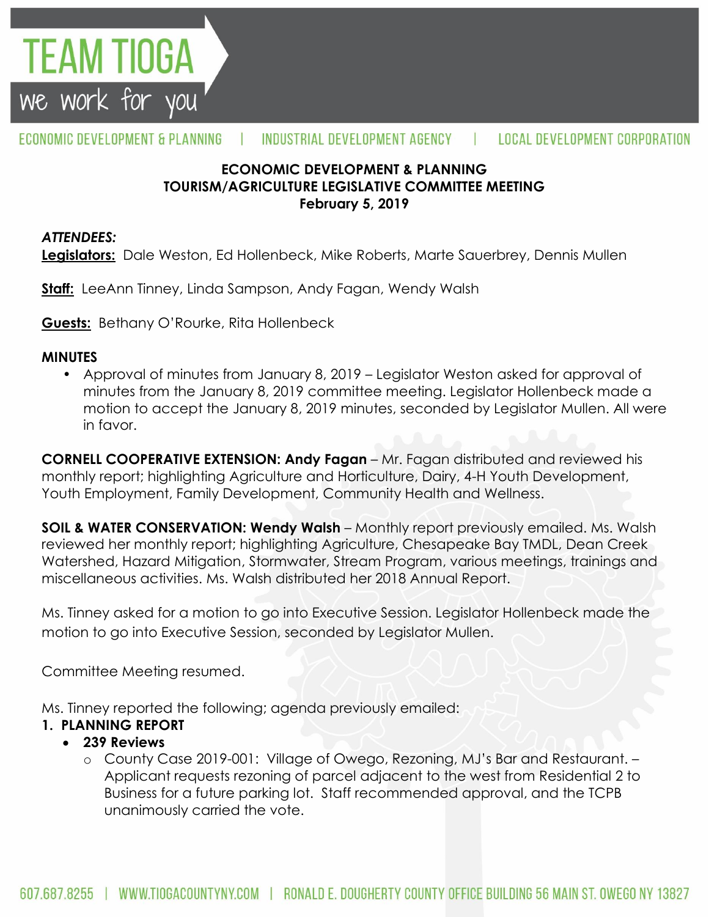TEAM TIOGA

we work for you

ECONOMIC DEVELOPMENT & PLANNING | INDUSTRIAL DEVELOPMENT AGENCY | LOCAL DEVELOPMENT CORPORATION

**ECONOMIC DEVELOPMENT & PLANNING**
**TOURISM/AGRICULTURE LEGISLATIVE COMMITTEE MEETING**
**February 5, 2019**

***ATTENDEES:***

**Legislators:** Dale Weston, Ed Hollenbeck, Mike Roberts, Marte Sauerbrey, Dennis Mullen

**Staff:** LeeAnn Tinney, Linda Sampson, Andy Fagan, Wendy Walsh

**Guests:** Bethany O'Rourke, Rita Hollenbeck

**MINUTES**

- Approval of minutes from January 8, 2019 – Legislator Weston asked for approval of minutes from the January 8, 2019 committee meeting. Legislator Hollenbeck made a motion to accept the January 8, 2019 minutes, seconded by Legislator Mullen. All were in favor.

**CORNELL COOPERATIVE EXTENSION: Andy Fagan** – Mr. Fagan distributed and reviewed his monthly report; highlighting Agriculture and Horticulture, Dairy, 4-H Youth Development, Youth Employment, Family Development, Community Health and Wellness.

**SOIL & WATER CONSERVATION: Wendy Walsh** – Monthly report previously emailed. Ms. Walsh reviewed her monthly report; highlighting Agriculture, Chesapeake Bay TMDL, Dean Creek Watershed, Hazard Mitigation, Stormwater, Stream Program, various meetings, trainings and miscellaneous activities. Ms. Walsh distributed her 2018 Annual Report.

Ms. Tinney asked for a motion to go into Executive Session. Legislator Hollenbeck made the motion to go into Executive Session, seconded by Legislator Mullen.

Committee Meeting resumed.

Ms. Tinney reported the following; agenda previously emailed:

1. **PLANNING REPORT**
   - **239 Reviews**
     - County Case 2019-001: Village of Owego, Rezoning, MJ's Bar and Restaurant. – Applicant requests rezoning of parcel adjacent to the west from Residential 2 to Business for a future parking lot. Staff recommended approval, and the TCPB unanimously carried the vote.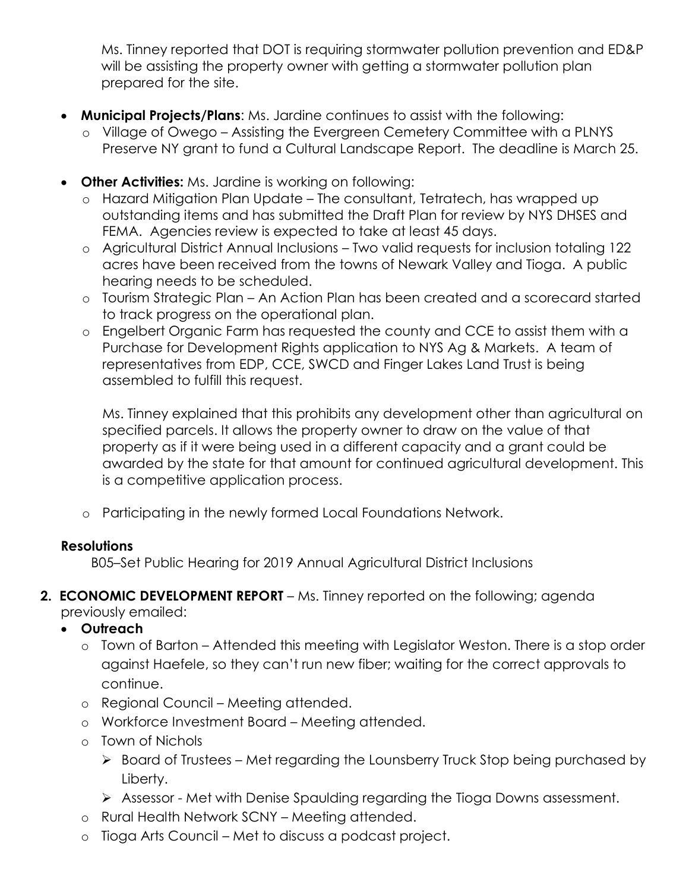Ms. Tinney reported that DOT is requiring stormwater pollution prevention and ED&P will be assisting the property owner with getting a stormwater pollution plan prepared for the site.

- **Municipal Projects/Plans**: Ms. Jardine continues to assist with the following:
  - Village of Owego – Assisting the Evergreen Cemetery Committee with a PLNYS Preserve NY grant to fund a Cultural Landscape Report. The deadline is March 25.
- **Other Activities:** Ms. Jardine is working on following:
  - Hazard Mitigation Plan Update – The consultant, Tetratech, has wrapped up outstanding items and has submitted the Draft Plan for review by NYS DHSES and FEMA. Agencies review is expected to take at least 45 days.
  - Agricultural District Annual Inclusions – Two valid requests for inclusion totaling 122 acres have been received from the towns of Newark Valley and Tioga. A public hearing needs to be scheduled.
  - Tourism Strategic Plan – An Action Plan has been created and a scorecard started to track progress on the operational plan.
  - Engelbert Organic Farm has requested the county and CCE to assist them with a Purchase for Development Rights application to NYS Ag & Markets. A team of representatives from EDP, CCE, SWCD and Finger Lakes Land Trust is being assembled to fulfill this request.

    Ms. Tinney explained that this prohibits any development other than agricultural on specified parcels. It allows the property owner to draw on the value of that property as if it were being used in a different capacity and a grant could be awarded by the state for that amount for continued agricultural development. This is a competitive application process.

  - Participating in the newly formed Local Foundations Network.

**Resolutions**

B05–Set Public Hearing for 2019 Annual Agricultural District Inclusions

2. **ECONOMIC DEVELOPMENT REPORT** – Ms. Tinney reported on the following; agenda previously emailed:
   - **Outreach**
     - Town of Barton – Attended this meeting with Legislator Weston. There is a stop order against Haefele, so they can't run new fiber; waiting for the correct approvals to continue.
     - Regional Council – Meeting attended.
     - Workforce Investment Board – Meeting attended.
     - Town of Nichols
       - Board of Trustees – Met regarding the Lounsberry Truck Stop being purchased by Liberty.
       - Assessor - Met with Denise Spaulding regarding the Tioga Downs assessment.
     - Rural Health Network SCNY – Meeting attended.
     - Tioga Arts Council – Met to discuss a podcast project.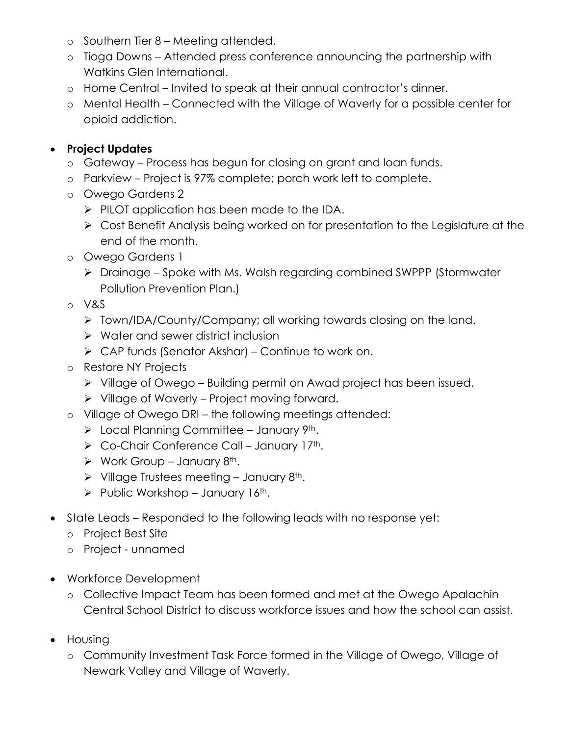- Southern Tier 8 – Meeting attended.
  - Tioga Downs – Attended press conference announcing the partnership with Watkins Glen International.
  - Home Central – Invited to speak at their annual contractor's dinner.
  - Mental Health – Connected with the Village of Waverly for a possible center for opioid addiction.

- **Project Updates**
  - Gateway – Process has begun for closing on grant and loan funds.
  - Parkview – Project is 97% complete; porch work left to complete.
  - Owego Gardens 2
    - PILOT application has been made to the IDA.
    - Cost Benefit Analysis being worked on for presentation to the Legislature at the end of the month.
  - Owego Gardens 1
    - Drainage – Spoke with Ms. Walsh regarding combined SWPPP (Stormwater Pollution Prevention Plan.)
  - V&S
    - Town/IDA/County/Company; all working towards closing on the land.
    - Water and sewer district inclusion
    - CAP funds (Senator Akshar) – Continue to work on.
  - Restore NY Projects
    - Village of Owego – Building permit on Awad project has been issued.
    - Village of Waverly – Project moving forward.
  - Village of Owego DRI – the following meetings attended:
    - Local Planning Committee – January 9th.
    - Co-Chair Conference Call – January 17th.
    - Work Group – January 8th.
    - Village Trustees meeting – January 8th.
    - Public Workshop – January 16th.

- State Leads – Responded to the following leads with no response yet:
  - Project Best Site
  - Project - unnamed

- Workforce Development
  - Collective Impact Team has been formed and met at the Owego Apalachin Central School District to discuss workforce issues and how the school can assist.

- Housing
  - Community Investment Task Force formed in the Village of Owego, Village of Newark Valley and Village of Waverly.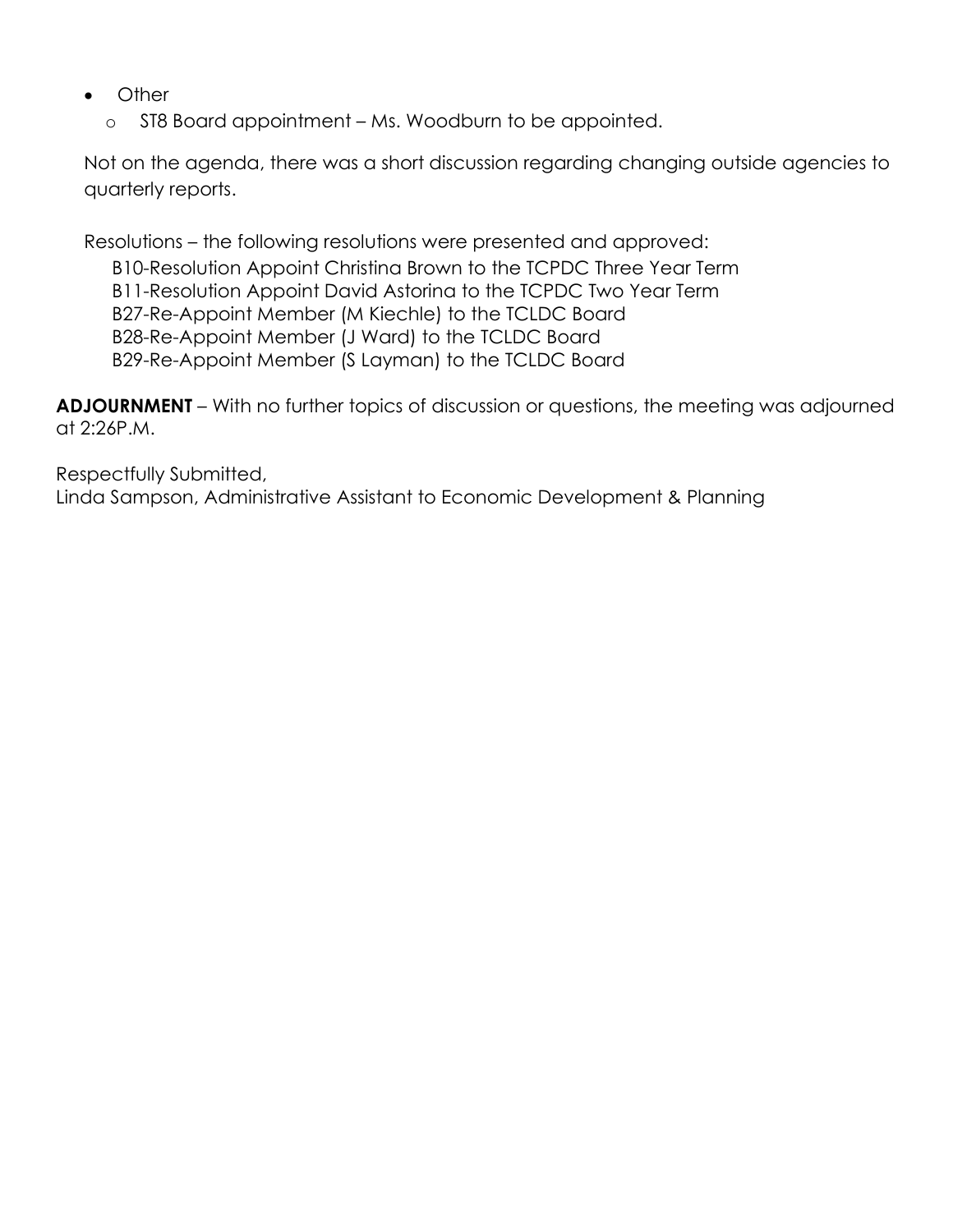- Other
  - ST8 Board appointment – Ms. Woodburn to be appointed.

Not on the agenda, there was a short discussion regarding changing outside agencies to quarterly reports.

Resolutions – the following resolutions were presented and approved:

B10-Resolution Appoint Christina Brown to the TCPDC Three Year Term
B11-Resolution Appoint David Astorina to the TCPDC Two Year Term
B27-Re-Appoint Member (M Kiechle) to the TCLDC Board
B28-Re-Appoint Member (J Ward) to the TCLDC Board
B29-Re-Appoint Member (S Layman) to the TCLDC Board

**ADJOURNMENT** – With no further topics of discussion or questions, the meeting was adjourned at 2:26P.M.

Respectfully Submitted,
Linda Sampson, Administrative Assistant to Economic Development & Planning